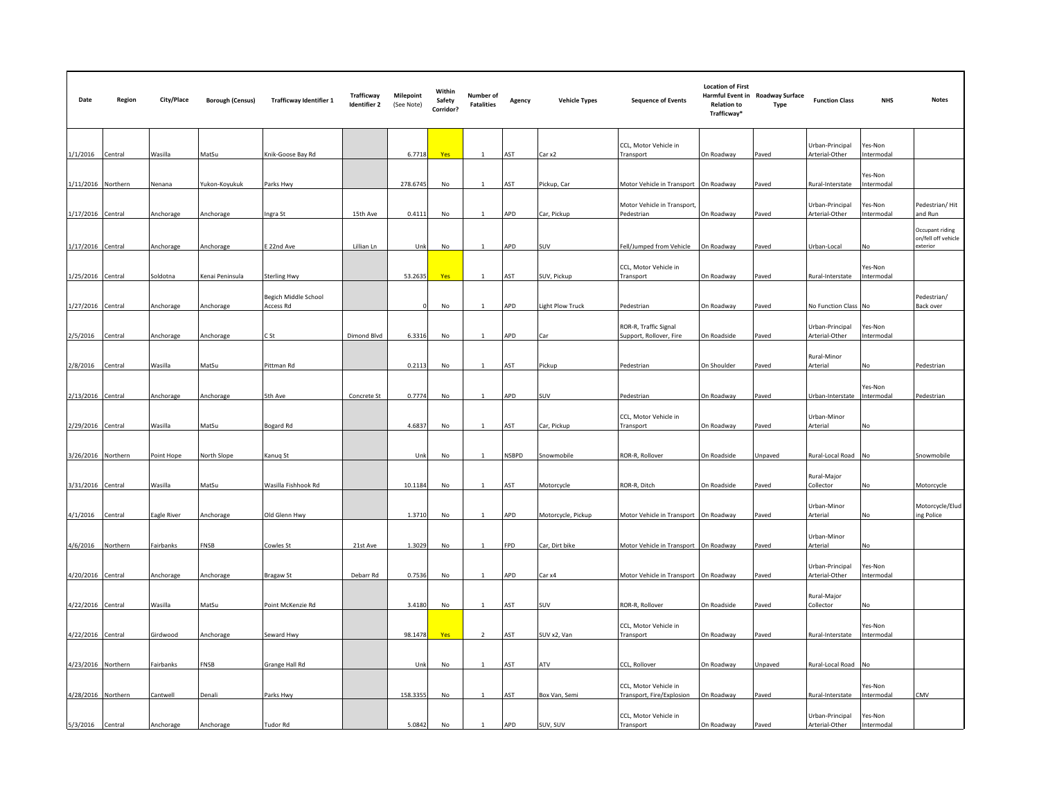| Date | Region | City/Place | Borough (Census) | Trafficway Identifier 1 | Trafficway Identifier 2 | Milepoint (See Note) | Within Safety Corridor? | Number of Fatalities | Agency | Vehicle Types | Sequence of Events | Location of First Harmful Event in Relation to Trafficway* | Roadway Surface Type | Function Class | NHS | Notes |
|---|---|---|---|---|---|---|---|---|---|---|---|---|---|---|---|---|
| 1/1/2016 | Central | Wasilla | MatSu | Knik-Goose Bay Rd | | 6.7718 | Yes | 1 | AST | Car x2 | CCL, Motor Vehicle in Transport | On Roadway | Paved | Urban-Principal Arterial-Other | Yes-Non Intermodal | |
| 1/11/2016 | Northern | Nenana | Yukon-Koyukuk | Parks Hwy | | 278.6745 | No | 1 | AST | Pickup, Car | Motor Vehicle in Transport | On Roadway | Paved | Rural-Interstate | Yes-Non Intermodal | |
| 1/17/2016 | Central | Anchorage | Anchorage | Ingra St | 15th Ave | 0.4111 | No | 1 | APD | Car, Pickup | Motor Vehicle in Transport, Pedestrian | On Roadway | Paved | Urban-Principal Arterial-Other | Yes-Non Intermodal | Pedestrian/ Hit and Run |
| 1/17/2016 | Central | Anchorage | Anchorage | E 22nd Ave | Lillian Ln | Unk | No | 1 | APD | SUV | Fell/Jumped from Vehicle | On Roadway | Paved | Urban-Local | No | Occupant riding on/fell off vehicle exterior |
| 1/25/2016 | Central | Soldotna | Kenai Peninsula | Sterling Hwy | | 53.2635 | Yes | 1 | AST | SUV, Pickup | CCL, Motor Vehicle in Transport | On Roadway | Paved | Rural-Interstate | Yes-Non Intermodal | |
| 1/27/2016 | Central | Anchorage | Anchorage | Begich Middle School Access Rd | | 0 | No | 1 | APD | Light Plow Truck | Pedestrian | On Roadway | Paved | No Function Class | No | Pedestrian/ Back over |
| 2/5/2016 | Central | Anchorage | Anchorage | C St | Dimond Blvd | 6.3316 | No | 1 | APD | Car | ROR-R, Traffic Signal Support, Rollover, Fire | On Roadside | Paved | Urban-Principal Arterial-Other | Yes-Non Intermodal | |
| 2/8/2016 | Central | Wasilla | MatSu | Pittman Rd | | 0.2113 | No | 1 | AST | Pickup | Pedestrian | On Shoulder | Paved | Rural-Minor Arterial | No | Pedestrian |
| 2/13/2016 | Central | Anchorage | Anchorage | 5th Ave | Concrete St | 0.7774 | No | 1 | APD | SUV | Pedestrian | On Roadway | Paved | Urban-Interstate | Yes-Non Intermodal | Pedestrian |
| 2/29/2016 | Central | Wasilla | MatSu | Bogard Rd | | 4.6837 | No | 1 | AST | Car, Pickup | CCL, Motor Vehicle in Transport | On Roadway | Paved | Urban-Minor Arterial | No | |
| 3/26/2016 | Northern | Point Hope | North Slope | Kanuq St | | Unk | No | 1 | NSBPD | Snowmobile | ROR-R, Rollover | On Roadside | Unpaved | Rural-Local Road | No | Snowmobile |
| 3/31/2016 | Central | Wasilla | MatSu | Wasilla Fishhook Rd | | 10.1184 | No | 1 | AST | Motorcycle | ROR-R, Ditch | On Roadside | Paved | Rural-Major Collector | No | Motorcycle |
| 4/1/2016 | Central | Eagle River | Anchorage | Old Glenn Hwy | | 1.3710 | No | 1 | APD | Motorcycle, Pickup | Motor Vehicle in Transport | On Roadway | Paved | Urban-Minor Arterial | No | Motorcycle/Eluding Police |
| 4/6/2016 | Northern | Fairbanks | FNSB | Cowles St | 21st Ave | 1.3029 | No | 1 | FPD | Car, Dirt bike | Motor Vehicle in Transport | On Roadway | Paved | Urban-Minor Arterial | No | |
| 4/20/2016 | Central | Anchorage | Anchorage | Bragaw St | Debarr Rd | 0.7536 | No | 1 | APD | Car x4 | Motor Vehicle in Transport | On Roadway | Paved | Urban-Principal Arterial-Other | Yes-Non Intermodal | |
| 4/22/2016 | Central | Wasilla | MatSu | Point McKenzie Rd | | 3.4180 | No | 1 | AST | SUV | ROR-R, Rollover | On Roadside | Paved | Rural-Major Collector | No | |
| 4/22/2016 | Central | Girdwood | Anchorage | Seward Hwy | | 98.1478 | Yes | 2 | AST | SUV x2, Van | CCL, Motor Vehicle in Transport | On Roadway | Paved | Rural-Interstate | Yes-Non Intermodal | |
| 4/23/2016 | Northern | Fairbanks | FNSB | Grange Hall Rd | | Unk | No | 1 | AST | ATV | CCL, Rollover | On Roadway | Unpaved | Rural-Local Road | No | |
| 4/28/2016 | Northern | Cantwell | Denali | Parks Hwy | | 158.3355 | No | 1 | AST | Box Van, Semi | CCL, Motor Vehicle in Transport, Fire/Explosion | On Roadway | Paved | Rural-Interstate | Yes-Non Intermodal | CMV |
| 5/3/2016 | Central | Anchorage | Anchorage | Tudor Rd | | 5.0842 | No | 1 | APD | SUV, SUV | CCL, Motor Vehicle in Transport | On Roadway | Paved | Urban-Principal Arterial-Other | Yes-Non Intermodal | |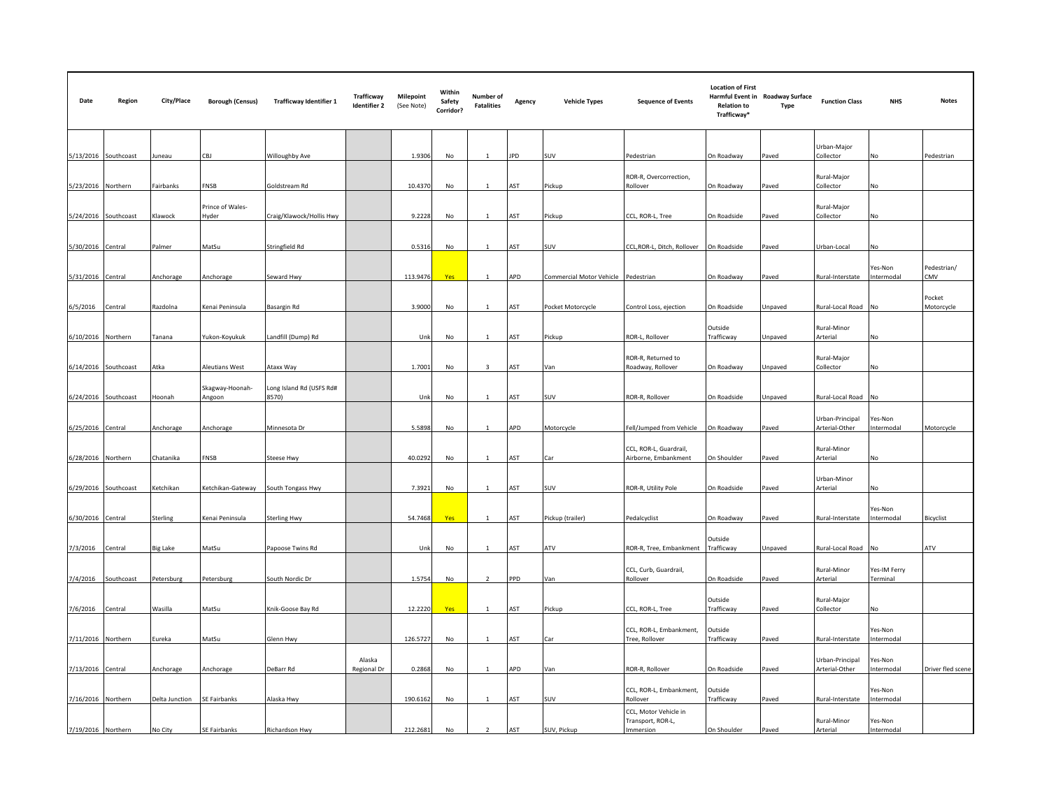| Date | Region | City/Place | Borough (Census) | Trafficway Identifier 1 | Trafficway Identifier 2 | Milepoint (See Note) | Within Safety Corridor? | Number of Fatalities | Agency | Vehicle Types | Sequence of Events | Location of First Harmful Event in Relation to Trafficway* | Roadway Surface Type | Function Class | NHS | Notes |
|---|---|---|---|---|---|---|---|---|---|---|---|---|---|---|---|---|
| 5/13/2016 | Southcoast | Juneau | CBJ | Willoughby Ave | | 1.9306 | No | 1 | JPD | SUV | Pedestrian | On Roadway | Paved | Urban-Major Collector | No | Pedestrian |
| 5/23/2016 | Northern | Fairbanks | FNSB | Goldstream Rd | | 10.4370 | No | 1 | AST | Pickup | ROR-R, Overcorrection, Rollover | On Roadway | Paved | Rural-Major Collector | No | |
| 5/24/2016 | Southcoast | Klawock | Prince of Wales-Hyder | Craig/Klawock/Hollis Hwy | | 9.2228 | No | 1 | AST | Pickup | CCL, ROR-L, Tree | On Roadside | Paved | Rural-Major Collector | No | |
| 5/30/2016 | Central | Palmer | MatSu | Stringfield Rd | | 0.5316 | No | 1 | AST | SUV | CCL,ROR-L, Ditch, Rollover | On Roadside | Paved | Urban-Local | No | |
| 5/31/2016 | Central | Anchorage | Anchorage | Seward Hwy | | 113.9476 | Yes | 1 | APD | Commercial Motor Vehicle | Pedestrian | On Roadway | Paved | Rural-Interstate | Yes-Non Intermodal | Pedestrian/ CMV |
| 6/5/2016 | Central | Razdolna | Kenai Peninsula | Basargin Rd | | 3.9000 | No | 1 | AST | Pocket Motorcycle | Control Loss, ejection | On Roadside | Unpaved | Rural-Local Road | No | Pocket Motorcycle |
| 6/10/2016 | Northern | Tanana | Yukon-Koyukuk | Landfill (Dump) Rd | | Unk | No | 1 | AST | Pickup | ROR-L, Rollover | Outside Trafficway | Unpaved | Rural-Minor Arterial | No | |
| 6/14/2016 | Southcoast | Atka | Aleutians West | Ataxx Way | | 1.7001 | No | 3 | AST | Van | ROR-R, Returned to Roadway, Rollover | On Roadway | Unpaved | Rural-Major Collector | No | |
| 6/24/2016 | Southcoast | Hoonah | Skagway-Hoonah-Angoon | Long Island Rd (USFS Rd# 8570) | | Unk | No | 1 | AST | SUV | ROR-R, Rollover | On Roadside | Unpaved | Rural-Local Road | No | |
| 6/25/2016 | Central | Anchorage | Anchorage | Minnesota Dr | | 5.5898 | No | 1 | APD | Motorcycle | Fell/Jumped from Vehicle | On Roadway | Paved | Urban-Principal Arterial-Other | Yes-Non Intermodal | Motorcycle |
| 6/28/2016 | Northern | Chatanika | FNSB | Steese Hwy | | 40.0292 | No | 1 | AST | Car | CCL, ROR-L, Guardrail, Airborne, Embankment | On Shoulder | Paved | Rural-Minor Arterial | No | |
| 6/29/2016 | Southcoast | Ketchikan | Ketchikan-Gateway | South Tongass Hwy | | 7.3921 | No | 1 | AST | SUV | ROR-R, Utility Pole | On Roadside | Paved | Urban-Minor Arterial | No | |
| 6/30/2016 | Central | Sterling | Kenai Peninsula | Sterling Hwy | | 54.7468 | Yes | 1 | AST | Pickup (trailer) | Pedalcyclist | On Roadway | Paved | Rural-Interstate | Yes-Non Intermodal | Bicyclist |
| 7/3/2016 | Central | Big Lake | MatSu | Papoose Twins Rd | | Unk | No | 1 | AST | ATV | ROR-R, Tree, Embankment | Outside Trafficway | Unpaved | Rural-Local Road | No | ATV |
| 7/4/2016 | Southcoast | Petersburg | Petersburg | South Nordic Dr | | 1.5754 | No | 2 | PPD | Van | CCL, Curb, Guardrail, Rollover | On Roadside | Paved | Rural-Minor Arterial | Yes-IM Ferry Terminal | |
| 7/6/2016 | Central | Wasilla | MatSu | Knik-Goose Bay Rd | | 12.2220 | Yes | 1 | AST | Pickup | CCL, ROR-L, Tree | Outside Trafficway | Paved | Rural-Major Collector | No | |
| 7/11/2016 | Northern | Eureka | MatSu | Glenn Hwy | | 126.5727 | No | 1 | AST | Car | CCL, ROR-L, Embankment, Tree, Rollover | Outside Trafficway | Paved | Rural-Interstate | Yes-Non Intermodal | |
| 7/13/2016 | Central | Anchorage | Anchorage | DeBarr Rd | Alaska Regional Dr | 0.2868 | No | 1 | APD | Van | ROR-R, Rollover | On Roadside | Paved | Urban-Principal Arterial-Other | Yes-Non Intermodal | Driver fled scene |
| 7/16/2016 | Northern | Delta Junction | SE Fairbanks | Alaska Hwy | | 190.6162 | No | 1 | AST | SUV | CCL, ROR-L, Embankment, Rollover | Outside Trafficway | Paved | Rural-Interstate | Yes-Non Intermodal | |
| 7/19/2016 | Northern | No City | SE Fairbanks | Richardson Hwy | | 212.2681 | No | 2 | AST | SUV, Pickup | CCL, Motor Vehicle in Transport, ROR-L, Immersion | On Shoulder | Paved | Rural-Minor Arterial | Yes-Non Intermodal | |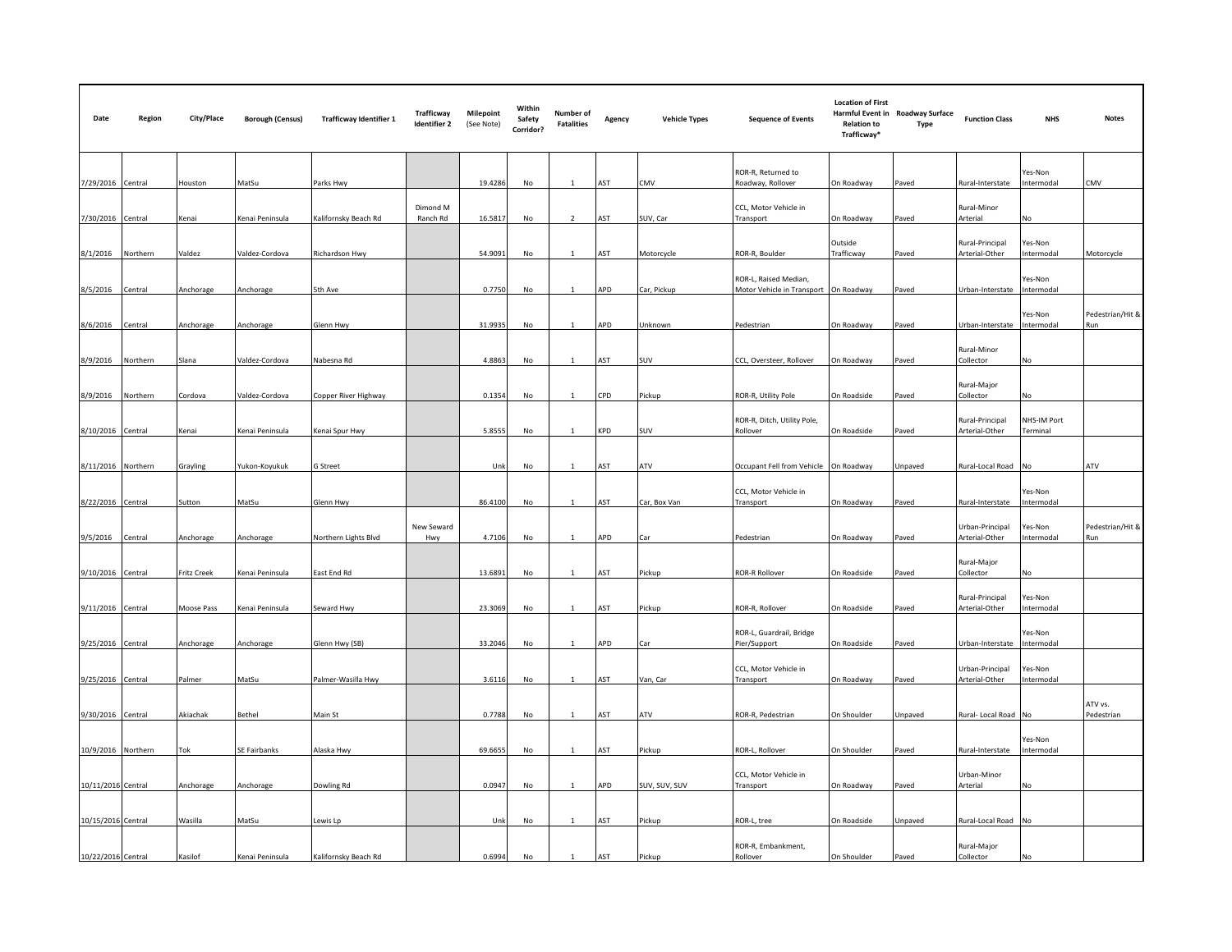| Date | Region | City/Place | Borough (Census) | Trafficway Identifier 1 | Trafficway Identifier 2 | Milepoint (See Note) | Within Safety Corridor? | Number of Fatalities | Agency | Vehicle Types | Sequence of Events | Location of First Harmful Event in Relation to Trafficway* | Roadway Surface Type | Function Class | NHS | Notes |
|---|---|---|---|---|---|---|---|---|---|---|---|---|---|---|---|---|
| 7/29/2016 | Central | Houston | MatSu | Parks Hwy | | 19.4286 | No | 1 | AST | CMV | ROR-R, Returned to Roadway, Rollover | On Roadway | Paved | Rural-Interstate | Yes-Non Intermodal | CMV |
| 7/30/2016 | Central | Kenai | Kenai Peninsula | Kalifornsky Beach Rd | Dimond M Ranch Rd | 16.5817 | No | 2 | AST | SUV, Car | CCL, Motor Vehicle in Transport | On Roadway | Paved | Rural-Minor Arterial | No | |
| 8/1/2016 | Northern | Valdez | Valdez-Cordova | Richardson Hwy | | 54.9091 | No | 1 | AST | Motorcycle | ROR-R, Boulder | Outside Trafficway | Paved | Rural-Principal Arterial-Other | Yes-Non Intermodal | Motorcycle |
| 8/5/2016 | Central | Anchorage | Anchorage | 5th Ave | | 0.7750 | No | 1 | APD | Car, Pickup | ROR-L, Raised Median, Motor Vehicle in Transport | On Roadway | Paved | Urban-Interstate | Yes-Non Intermodal | |
| 8/6/2016 | Central | Anchorage | Anchorage | Glenn Hwy | | 31.9935 | No | 1 | APD | Unknown | Pedestrian | On Roadway | Paved | Urban-Interstate | Yes-Non Intermodal | Pedestrian/Hit & Run |
| 8/9/2016 | Northern | Slana | Valdez-Cordova | Nabesna Rd | | 4.8863 | No | 1 | AST | SUV | CCL, Oversteer, Rollover | On Roadway | Paved | Rural-Minor Collector | No | |
| 8/9/2016 | Northern | Cordova | Valdez-Cordova | Copper River Highway | | 0.1354 | No | 1 | CPD | Pickup | ROR-R, Utility Pole | On Roadside | Paved | Rural-Major Collector | No | |
| 8/10/2016 | Central | Kenai | Kenai Peninsula | Kenai Spur Hwy | | 5.8555 | No | 1 | KPD | SUV | ROR-R, Ditch, Utility Pole, Rollover | On Roadside | Paved | Rural-Principal Arterial-Other | NHS-IM Port Terminal | |
| 8/11/2016 | Northern | Grayling | Yukon-Koyukuk | G Street | | Unk | No | 1 | AST | ATV | Occupant Fell from Vehicle | On Roadway | Unpaved | Rural-Local Road | No | ATV |
| 8/22/2016 | Central | Sutton | MatSu | Glenn Hwy | | 86.4100 | No | 1 | AST | Car, Box Van | CCL, Motor Vehicle in Transport | On Roadway | Paved | Rural-Interstate | Yes-Non Intermodal | |
| 9/5/2016 | Central | Anchorage | Anchorage | Northern Lights Blvd | New Seward Hwy | 4.7106 | No | 1 | APD | Car | Pedestrian | On Roadway | Paved | Urban-Principal Arterial-Other | Yes-Non Intermodal | Pedestrian/Hit & Run |
| 9/10/2016 | Central | Fritz Creek | Kenai Peninsula | East End Rd | | 13.6891 | No | 1 | AST | Pickup | ROR-R Rollover | On Roadside | Paved | Rural-Major Collector | No | |
| 9/11/2016 | Central | Moose Pass | Kenai Peninsula | Seward Hwy | | 23.3069 | No | 1 | AST | Pickup | ROR-R, Rollover | On Roadside | Paved | Rural-Principal Arterial-Other | Yes-Non Intermodal | |
| 9/25/2016 | Central | Anchorage | Anchorage | Glenn Hwy (SB) | | 33.2046 | No | 1 | APD | Car | ROR-L, Guardrail, Bridge Pier/Support | On Roadside | Paved | Urban-Interstate | Yes-Non Intermodal | |
| 9/25/2016 | Central | Palmer | MatSu | Palmer-Wasilla Hwy | | 3.6116 | No | 1 | AST | Van, Car | CCL, Motor Vehicle in Transport | On Roadway | Paved | Urban-Principal Arterial-Other | Yes-Non Intermodal | |
| 9/30/2016 | Central | Akiachak | Bethel | Main St | | 0.7788 | No | 1 | AST | ATV | ROR-R, Pedestrian | On Shoulder | Unpaved | Rural- Local Road | No | ATV vs. Pedestrian |
| 10/9/2016 | Northern | Tok | SE Fairbanks | Alaska Hwy | | 69.6655 | No | 1 | AST | Pickup | ROR-L, Rollover | On Shoulder | Paved | Rural-Interstate | Yes-Non Intermodal | |
| 10/11/2016 | Central | Anchorage | Anchorage | Dowling Rd | | 0.0947 | No | 1 | APD | SUV, SUV, SUV | CCL, Motor Vehicle in Transport | On Roadway | Paved | Urban-Minor Arterial | No | |
| 10/15/2016 | Central | Wasilla | MatSu | Lewis Lp | | Unk | No | 1 | AST | Pickup | ROR-L, tree | On Roadside | Unpaved | Rural-Local Road | No | |
| 10/22/2016 | Central | Kasilof | Kenai Peninsula | Kalifornsky Beach Rd | | 0.6994 | No | 1 | AST | Pickup | ROR-R, Embankment, Rollover | On Shoulder | Paved | Rural-Major Collector | No | |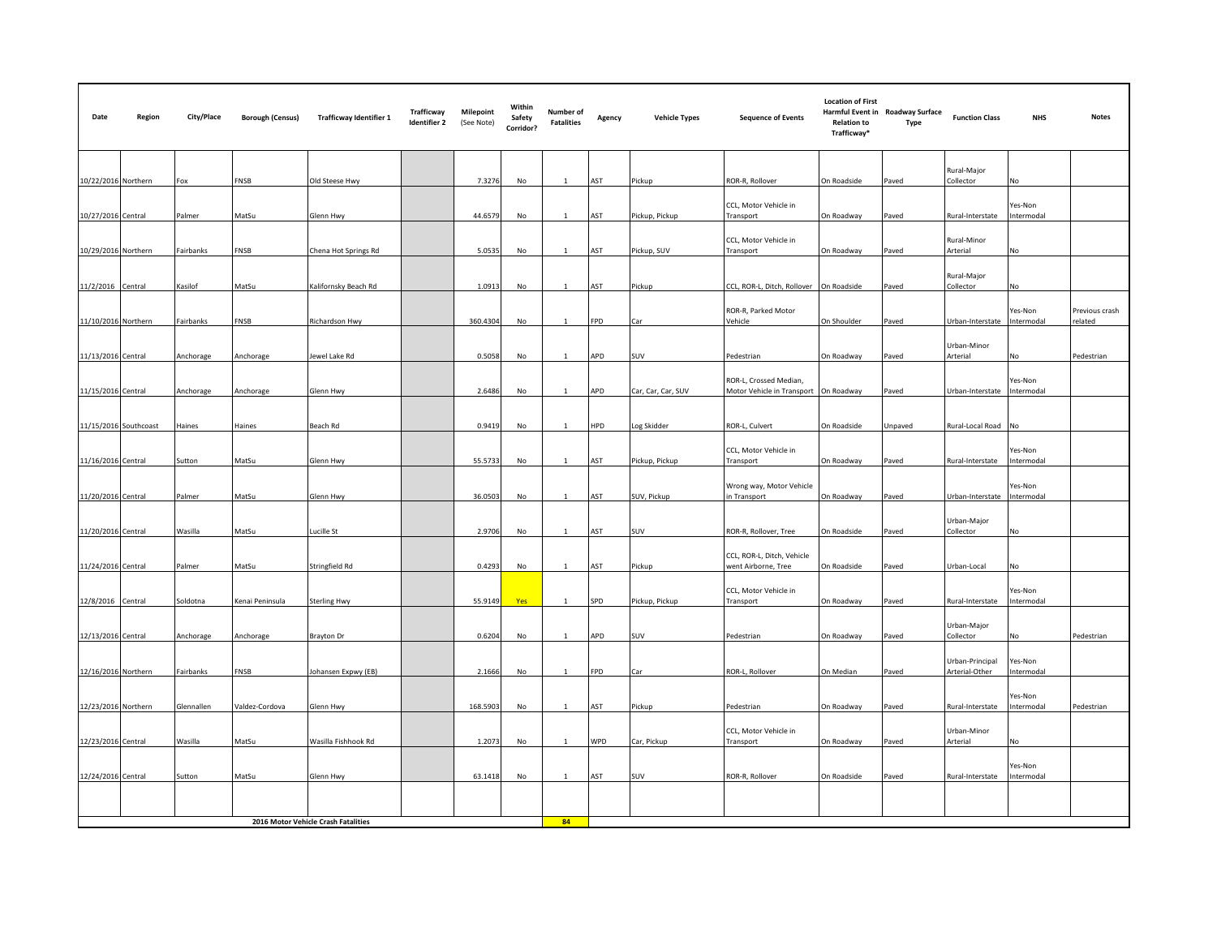| Date | Region | City/Place | Borough (Census) | Trafficway Identifier 1 | Trafficway Identifier 2 | Milepoint (See Note) | Within Safety Corridor? | Number of Fatalities | Agency | Vehicle Types | Sequence of Events | Location of First Harmful Event in Relation to Trafficway* | Roadway Surface Type | Function Class | NHS | Notes |
|---|---|---|---|---|---|---|---|---|---|---|---|---|---|---|---|---|
| 10/22/2016 | Northern | Fox | FNSB | Old Steese Hwy | | 7.3276 | No | 1 | AST | Pickup | ROR-R, Rollover | On Roadside | Paved | Rural-Major Collector | No | |
| 10/27/2016 | Central | Palmer | MatSu | Glenn Hwy | | 44.6579 | No | 1 | AST | Pickup, Pickup | CCL, Motor Vehicle in Transport | On Roadway | Paved | Rural-Interstate | Yes-Non Intermodal | |
| 10/29/2016 | Northern | Fairbanks | FNSB | Chena Hot Springs Rd | | 5.0535 | No | 1 | AST | Pickup, SUV | CCL, Motor Vehicle in Transport | On Roadway | Paved | Rural-Minor Arterial | No | |
| 11/2/2016 | Central | Kasilof | MatSu | Kalifornsky Beach Rd | | 1.0913 | No | 1 | AST | Pickup | CCL, ROR-L, Ditch, Rollover | On Roadside | Paved | Rural-Major Collector | No | |
| 11/10/2016 | Northern | Fairbanks | FNSB | Richardson Hwy | | 360.4304 | No | 1 | FPD | Car | ROR-R, Parked Motor Vehicle | On Shoulder | Paved | Urban-Interstate | Yes-Non Intermodal | Previous crash related |
| 11/13/2016 | Central | Anchorage | Anchorage | Jewel Lake Rd | | 0.5058 | No | 1 | APD | SUV | Pedestrian | On Roadway | Paved | Urban-Minor Arterial | No | Pedestrian |
| 11/15/2016 | Central | Anchorage | Anchorage | Glenn Hwy | | 2.6486 | No | 1 | APD | Car, Car, Car, SUV | ROR-L, Crossed Median, Motor Vehicle in Transport | On Roadway | Paved | Urban-Interstate | Yes-Non Intermodal | |
| 11/15/2016 | Southcoast | Haines | Haines | Beach Rd | | 0.9419 | No | 1 | HPD | Log Skidder | ROR-L, Culvert | On Roadside | Unpaved | Rural-Local Road | No | |
| 11/16/2016 | Central | Sutton | MatSu | Glenn Hwy | | 55.5733 | No | 1 | AST | Pickup, Pickup | CCL, Motor Vehicle in Transport | On Roadway | Paved | Rural-Interstate | Yes-Non Intermodal | |
| 11/20/2016 | Central | Palmer | MatSu | Glenn Hwy | | 36.0503 | No | 1 | AST | SUV, Pickup | Wrong way, Motor Vehicle in Transport | On Roadway | Paved | Urban-Interstate | Yes-Non Intermodal | |
| 11/20/2016 | Central | Wasilla | MatSu | Lucille St | | 2.9706 | No | 1 | AST | SUV | ROR-R, Rollover, Tree | On Roadside | Paved | Urban-Major Collector | No | |
| 11/24/2016 | Central | Palmer | MatSu | Stringfield Rd | | 0.4293 | No | 1 | AST | Pickup | CCL, ROR-L, Ditch, Vehicle went Airborne, Tree | On Roadside | Paved | Urban-Local | No | |
| 12/8/2016 | Central | Soldotna | Kenai Peninsula | Sterling Hwy | | 55.9149 | Yes | 1 | SPD | Pickup, Pickup | CCL, Motor Vehicle in Transport | On Roadway | Paved | Rural-Interstate | Yes-Non Intermodal | |
| 12/13/2016 | Central | Anchorage | Anchorage | Brayton Dr | | 0.6204 | No | 1 | APD | SUV | Pedestrian | On Roadway | Paved | Urban-Major Collector | No | Pedestrian |
| 12/16/2016 | Northern | Fairbanks | FNSB | Johansen Expwy (EB) | | 2.1666 | No | 1 | FPD | Car | ROR-L, Rollover | On Median | Paved | Urban-Principal Arterial-Other | Yes-Non Intermodal | |
| 12/23/2016 | Northern | Glennallen | Valdez-Cordova | Glenn Hwy | | 168.5903 | No | 1 | AST | Pickup | Pedestrian | On Roadway | Paved | Rural-Interstate | Yes-Non Intermodal | Pedestrian |
| 12/23/2016 | Central | Wasilla | MatSu | Wasilla Fishhook Rd | | 1.2073 | No | 1 | WPD | Car, Pickup | CCL, Motor Vehicle in Transport | On Roadway | Paved | Urban-Minor Arterial | No | |
| 12/24/2016 | Central | Sutton | MatSu | Glenn Hwy | | 63.1418 | No | 1 | AST | SUV | ROR-R, Rollover | On Roadside | Paved | Rural-Interstate | Yes-Non Intermodal | |
| | | | | | | | | | | | | | | | | |
| | | | | 2016 Motor Vehicle Crash Fatalities | | | | 84 | | | | | | | | |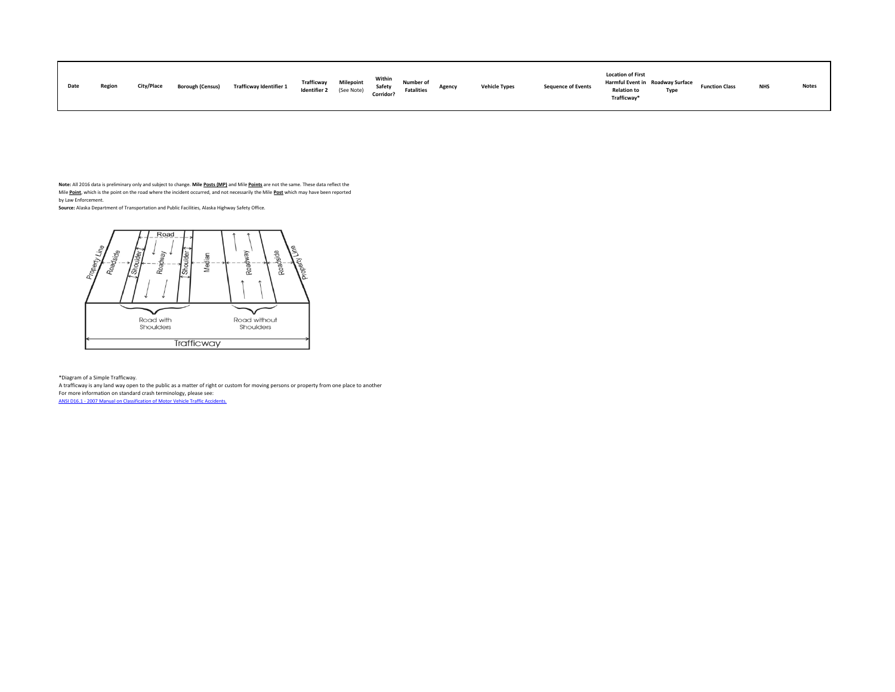| Date | Region | City/Place | Borough (Census) | Trafficway Identifier 1 | Trafficway Identifier 2 | Milepoint (See Note) | Within Safety Corridor? | Number of Fatalities | Agency | Vehicle Types | Sequence of Events | Location of First Harmful Event in Relation to Trafficway* | Roadway Surface Type | Function Class | NHS | Notes |
|---|---|---|---|---|---|---|---|---|---|---|---|---|---|---|---|---|

**Note:** All 2016 data is preliminary only and subject to change. **Mile Posts (MP)** and Mile **Points** are not the same. These data reflect the Mile **Point**, which is the point on the road where the incident occurred, and not necessarily the Mile **Post** which may have been reported by Law Enforcement.

**Source:** Alaska Department of Transportation and Public Facilities, Alaska Highway Safety Office.

Property Line
Roadside
Shoulder
Road
Roadway
Shoulder
Median
Roadway
Roadside
Property Line
Road with Shoulders
Road without Shoulders
Trafficway

*Diagram of a Simple Trafficway.

A trafficway is any land way open to the public as a matter of right or custom for moving persons or property from one place to another

For more information on standard crash terminology, please see:

ANSI D16.1 - 2007 Manual on Classification of Motor Vehicle Traffic Accidents.